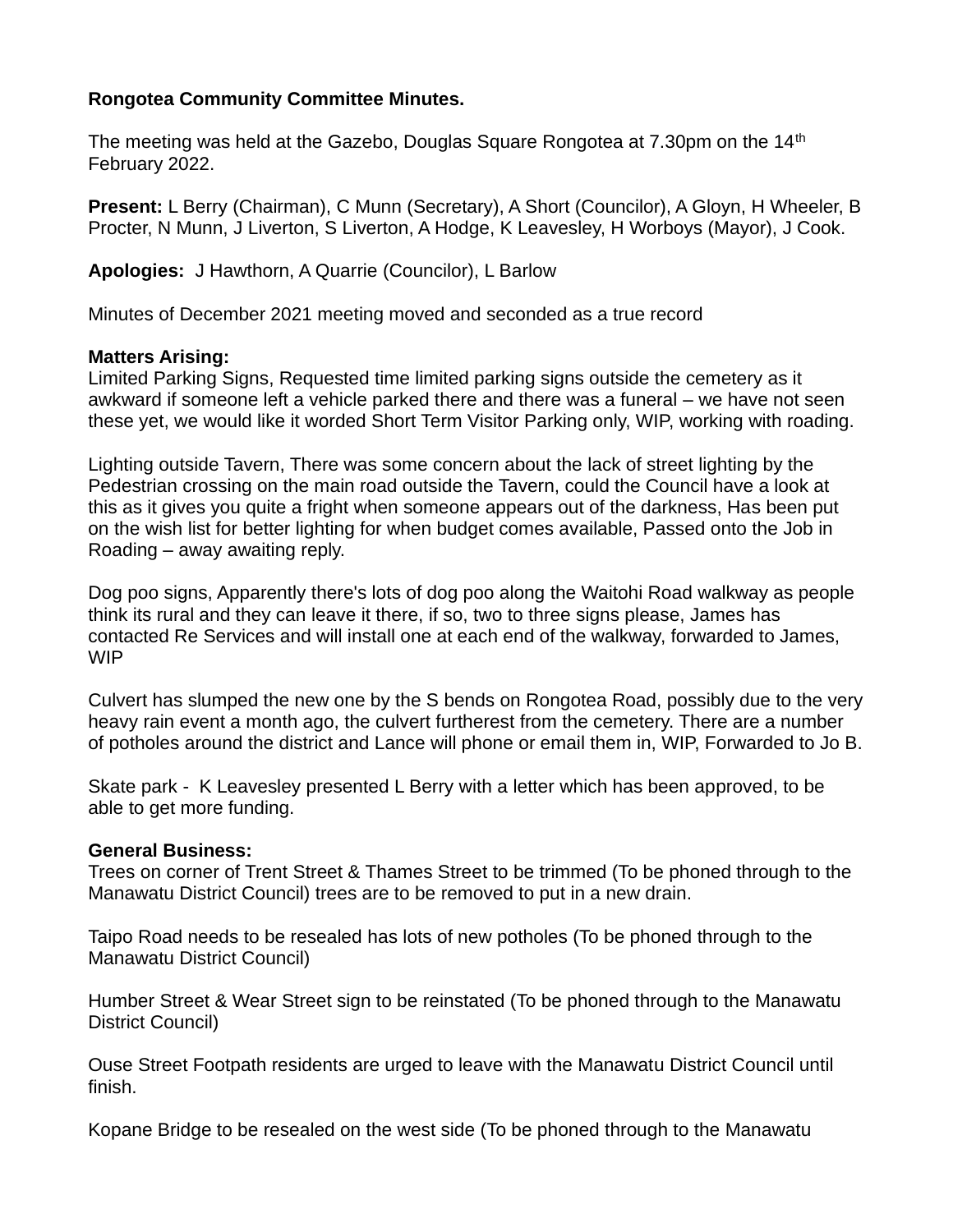**Rongotea Community Committee Minutes.**

The meeting was held at the Gazebo, Douglas Square Rongotea at 7.30pm on the 14th February 2022.

**Present:** L Berry (Chairman), C Munn (Secretary), A Short (Councilor), A Gloyn, H Wheeler, B Procter, N Munn, J Liverton, S Liverton, A Hodge, K Leavesley, H Worboys (Mayor), J Cook.

**Apologies:** J Hawthorn, A Quarrie (Councilor), L Barlow

Minutes of December 2021 meeting moved and seconded as a true record

**Matters Arising:**
Limited Parking Signs, Requested time limited parking signs outside the cemetery as it awkward if someone left a vehicle parked there and there was a funeral – we have not seen these yet, we would like it worded Short Term Visitor Parking only, WIP, working with roading.

Lighting outside Tavern, There was some concern about the lack of street lighting by the Pedestrian crossing on the main road outside the Tavern, could the Council have a look at this as it gives you quite a fright when someone appears out of the darkness, Has been put on the wish list for better lighting for when budget comes available, Passed onto the Job in Roading – away awaiting reply.

Dog poo signs, Apparently there's lots of dog poo along the Waitohi Road walkway as people think its rural and they can leave it there, if so, two to three signs please, James has contacted Re Services and will install one at each end of the walkway, forwarded to James, WIP

Culvert has slumped the new one by the S bends on Rongotea Road, possibly due to the very heavy rain event a month ago, the culvert furtherest from the cemetery. There are a number of potholes around the district and Lance will phone or email them in, WIP, Forwarded to Jo B.

Skate park - K Leavesley presented L Berry with a letter which has been approved, to be able to get more funding.

**General Business:**
Trees on corner of Trent Street & Thames Street to be trimmed (To be phoned through to the Manawatu District Council) trees are to be removed to put in a new drain.

Taipo Road needs to be resealed has lots of new potholes (To be phoned through to the Manawatu District Council)

Humber Street & Wear Street sign to be reinstated (To be phoned through to the Manawatu District Council)

Ouse Street Footpath residents are urged to leave with the Manawatu District Council until finish.

Kopane Bridge to be resealed on the west side (To be phoned through to the Manawatu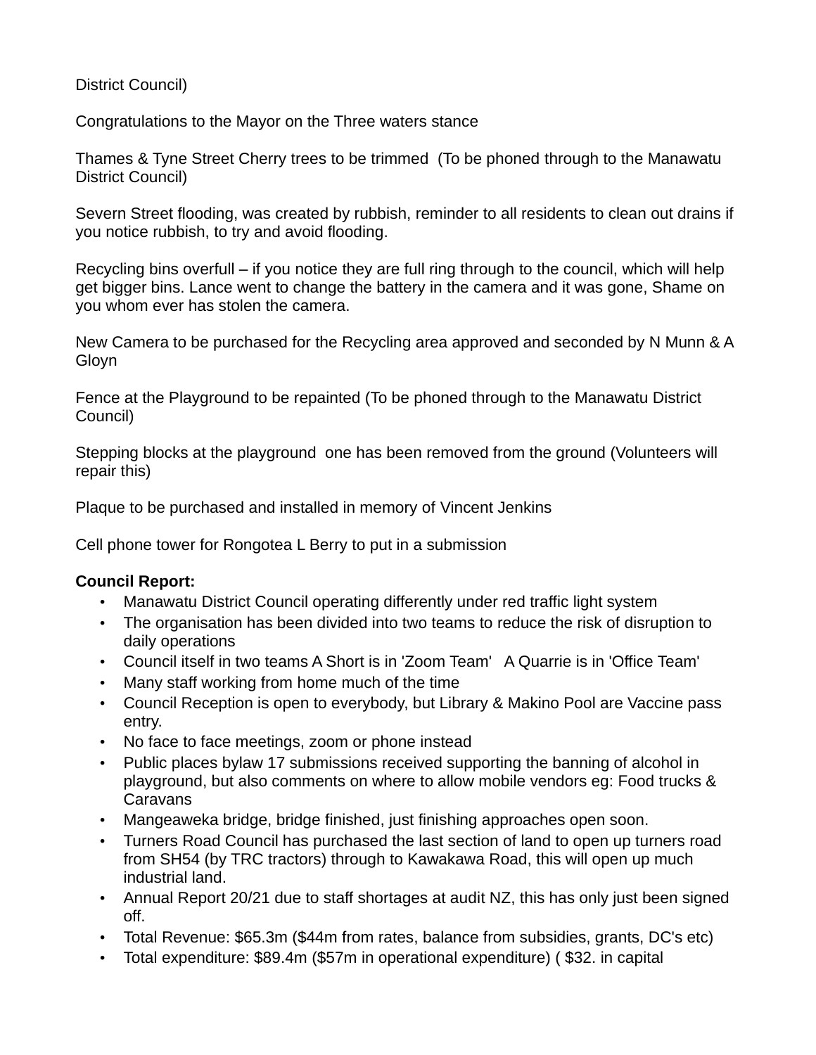District Council)

Congratulations to the Mayor on the Three waters stance

Thames & Tyne Street Cherry trees to be trimmed (To be phoned through to the Manawatu District Council)

Severn Street flooding, was created by rubbish, reminder to all residents to clean out drains if you notice rubbish, to try and avoid flooding.

Recycling bins overfull – if you notice they are full ring through to the council, which will help get bigger bins. Lance went to change the battery in the camera and it was gone, Shame on you whom ever has stolen the camera.

New Camera to be purchased for the Recycling area approved and seconded by N Munn & A Gloyn

Fence at the Playground to be repainted (To be phoned through to the Manawatu District Council)

Stepping blocks at the playground one has been removed from the ground (Volunteers will repair this)

Plaque to be purchased and installed in memory of Vincent Jenkins

Cell phone tower for Rongotea L Berry to put in a submission

**Council Report:**

- Manawatu District Council operating differently under red traffic light system
- The organisation has been divided into two teams to reduce the risk of disruption to daily operations
- Council itself in two teams A Short is in 'Zoom Team' A Quarrie is in 'Office Team'
- Many staff working from home much of the time
- Council Reception is open to everybody, but Library & Makino Pool are Vaccine pass entry.
- No face to face meetings, zoom or phone instead
- Public places bylaw 17 submissions received supporting the banning of alcohol in playground, but also comments on where to allow mobile vendors eg: Food trucks & Caravans
- Mangeaweka bridge, bridge finished, just finishing approaches open soon.
- Turners Road Council has purchased the last section of land to open up turners road from SH54 (by TRC tractors) through to Kawakawa Road, this will open up much industrial land.
- Annual Report 20/21 due to staff shortages at audit NZ, this has only just been signed off.
- Total Revenue: $65.3m ($44m from rates, balance from subsidies, grants, DC's etc)
- Total expenditure: $89.4m ($57m in operational expenditure) ( $32. in capital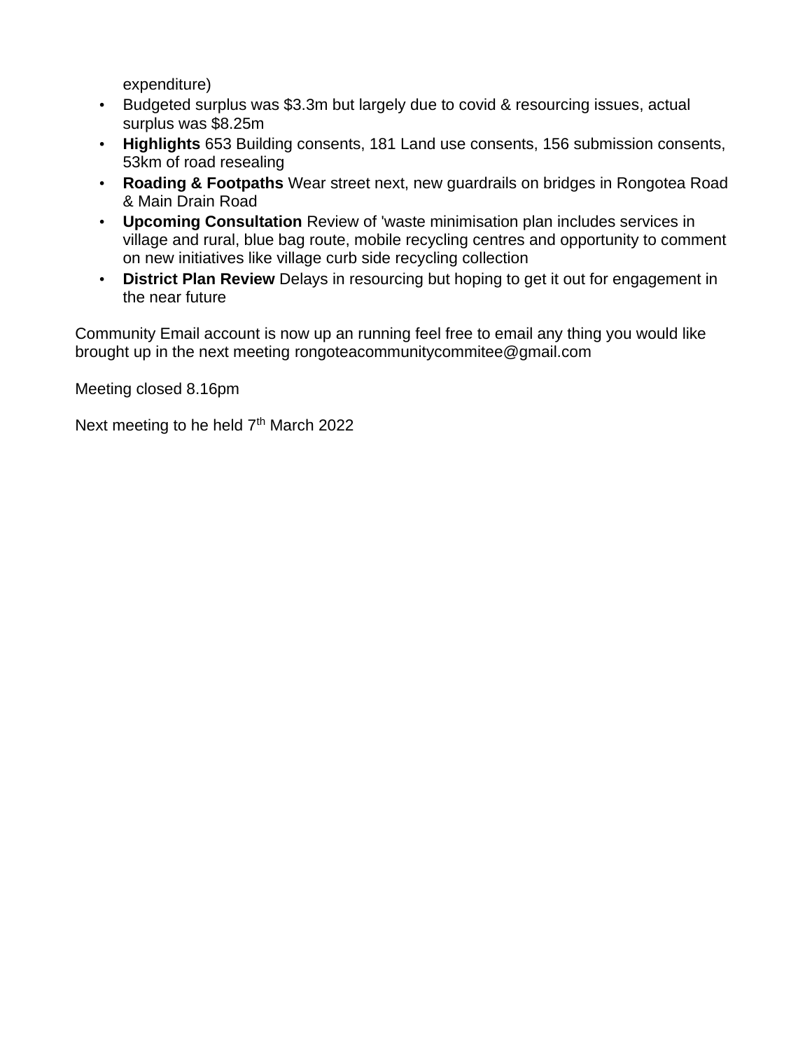expenditure)

- Budgeted surplus was $3.3m but largely due to covid & resourcing issues, actual surplus was $8.25m
- **Highlights** 653 Building consents, 181 Land use consents, 156 submission consents, 53km of road resealing
- **Roading & Footpaths** Wear street next, new guardrails on bridges in Rongotea Road & Main Drain Road
- **Upcoming Consultation** Review of 'waste minimisation plan includes services in village and rural, blue bag route, mobile recycling centres and opportunity to comment on new initiatives like village curb side recycling collection
- **District Plan Review** Delays in resourcing but hoping to get it out for engagement in the near future

Community Email account is now up an running feel free to email any thing you would like brought up in the next meeting rongoteacommunitycommitee@gmail.com

Meeting closed 8.16pm

Next meeting to he held 7th March 2022